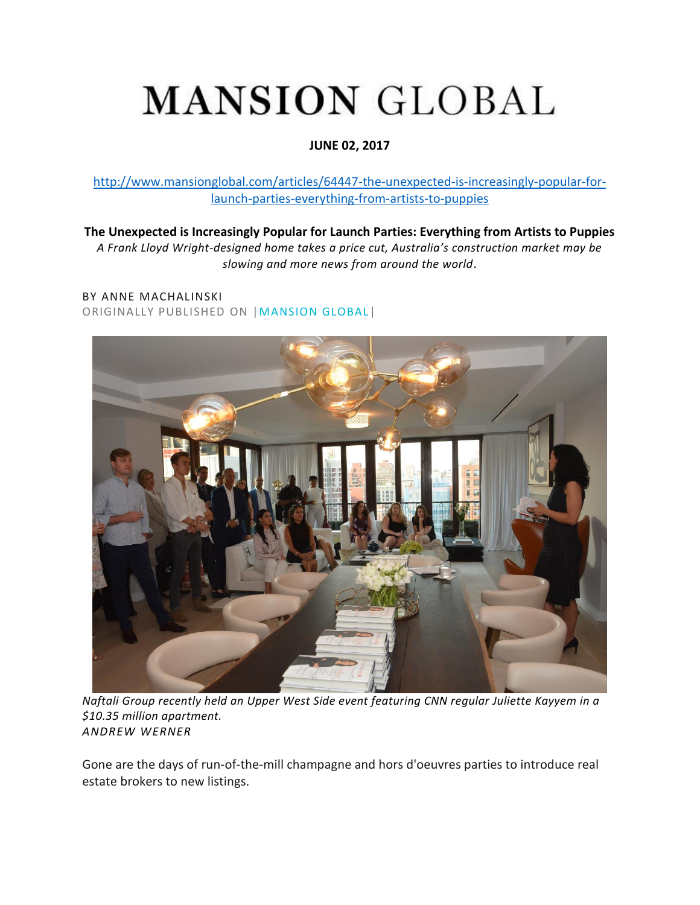# MANSION GLOBAL

**JUNE 02, 2017**

http://www.mansionglobal.com/articles/64447-the-unexpected-is-increasingly-popular-for-launch-parties-everything-from-artists-to-puppies

**The Unexpected is Increasingly Popular for Launch Parties: Everything from Artists to Puppies**

*A Frank Lloyd Wright-designed home takes a price cut, Australia's construction market may be slowing and more news from around the world.*

BY ANNE MACHALINSKI

ORIGINALLY PUBLISHED ON |MANSION GLOBAL|

*Naftali Group recently held an Upper West Side event featuring CNN regular Juliette Kayyem in a $10.35 million apartment.*

*ANDREW WERNER*

Gone are the days of run-of-the-mill champagne and hors d'oeuvres parties to introduce real estate brokers to new listings.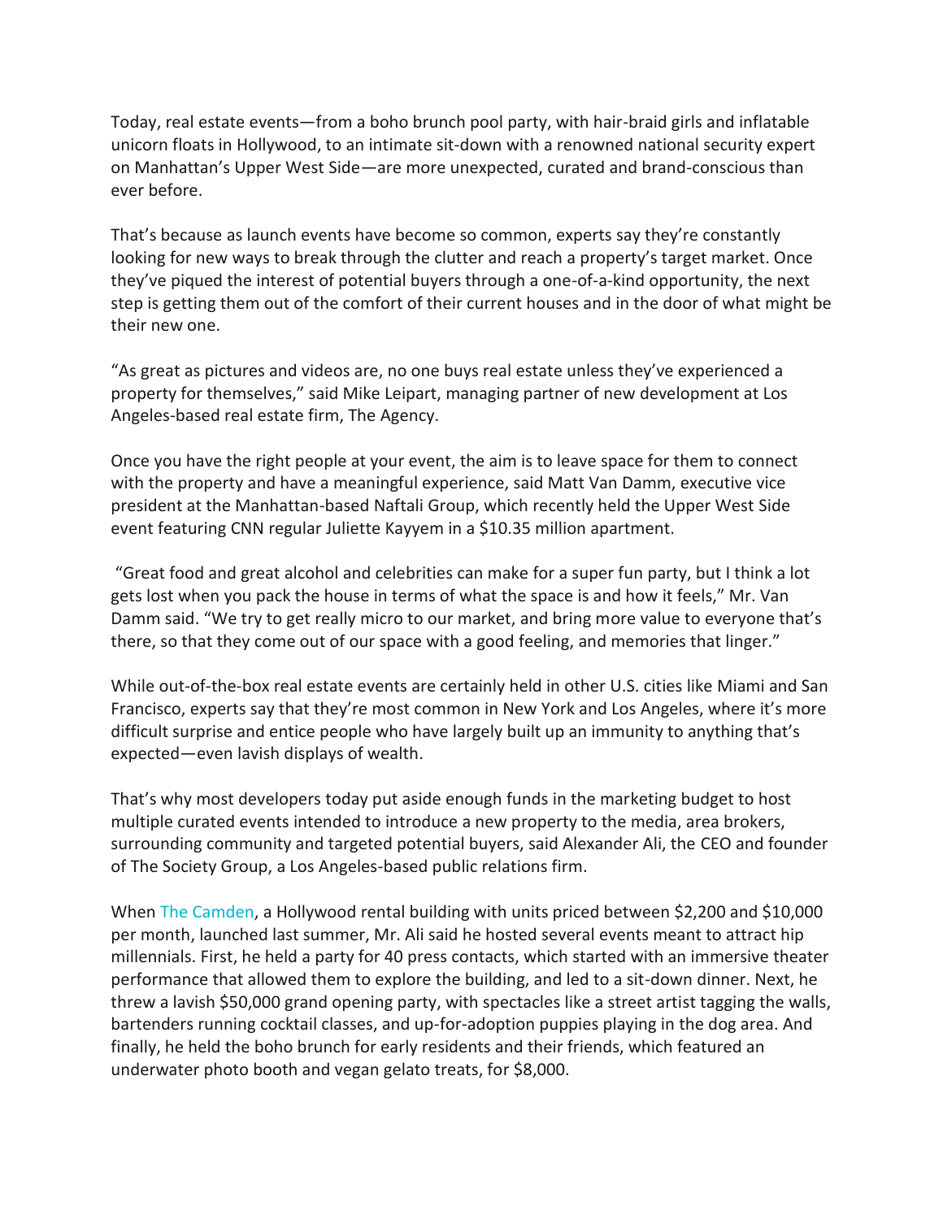Today, real estate events—from a boho brunch pool party, with hair-braid girls and inflatable unicorn floats in Hollywood, to an intimate sit-down with a renowned national security expert on Manhattan's Upper West Side—are more unexpected, curated and brand-conscious than ever before.

That's because as launch events have become so common, experts say they're constantly looking for new ways to break through the clutter and reach a property's target market. Once they've piqued the interest of potential buyers through a one-of-a-kind opportunity, the next step is getting them out of the comfort of their current houses and in the door of what might be their new one.

"As great as pictures and videos are, no one buys real estate unless they've experienced a property for themselves," said Mike Leipart, managing partner of new development at Los Angeles-based real estate firm, The Agency.

Once you have the right people at your event, the aim is to leave space for them to connect with the property and have a meaningful experience, said Matt Van Damm, executive vice president at the Manhattan-based Naftali Group, which recently held the Upper West Side event featuring CNN regular Juliette Kayyem in a $10.35 million apartment.

"Great food and great alcohol and celebrities can make for a super fun party, but I think a lot gets lost when you pack the house in terms of what the space is and how it feels," Mr. Van Damm said. "We try to get really micro to our market, and bring more value to everyone that's there, so that they come out of our space with a good feeling, and memories that linger."

While out-of-the-box real estate events are certainly held in other U.S. cities like Miami and San Francisco, experts say that they're most common in New York and Los Angeles, where it's more difficult surprise and entice people who have largely built up an immunity to anything that's expected—even lavish displays of wealth.

That's why most developers today put aside enough funds in the marketing budget to host multiple curated events intended to introduce a new property to the media, area brokers, surrounding community and targeted potential buyers, said Alexander Ali, the CEO and founder of The Society Group, a Los Angeles-based public relations firm.

When The Camden, a Hollywood rental building with units priced between $2,200 and $10,000 per month, launched last summer, Mr. Ali said he hosted several events meant to attract hip millennials. First, he held a party for 40 press contacts, which started with an immersive theater performance that allowed them to explore the building, and led to a sit-down dinner. Next, he threw a lavish $50,000 grand opening party, with spectacles like a street artist tagging the walls, bartenders running cocktail classes, and up-for-adoption puppies playing in the dog area. And finally, he held the boho brunch for early residents and their friends, which featured an underwater photo booth and vegan gelato treats, for $8,000.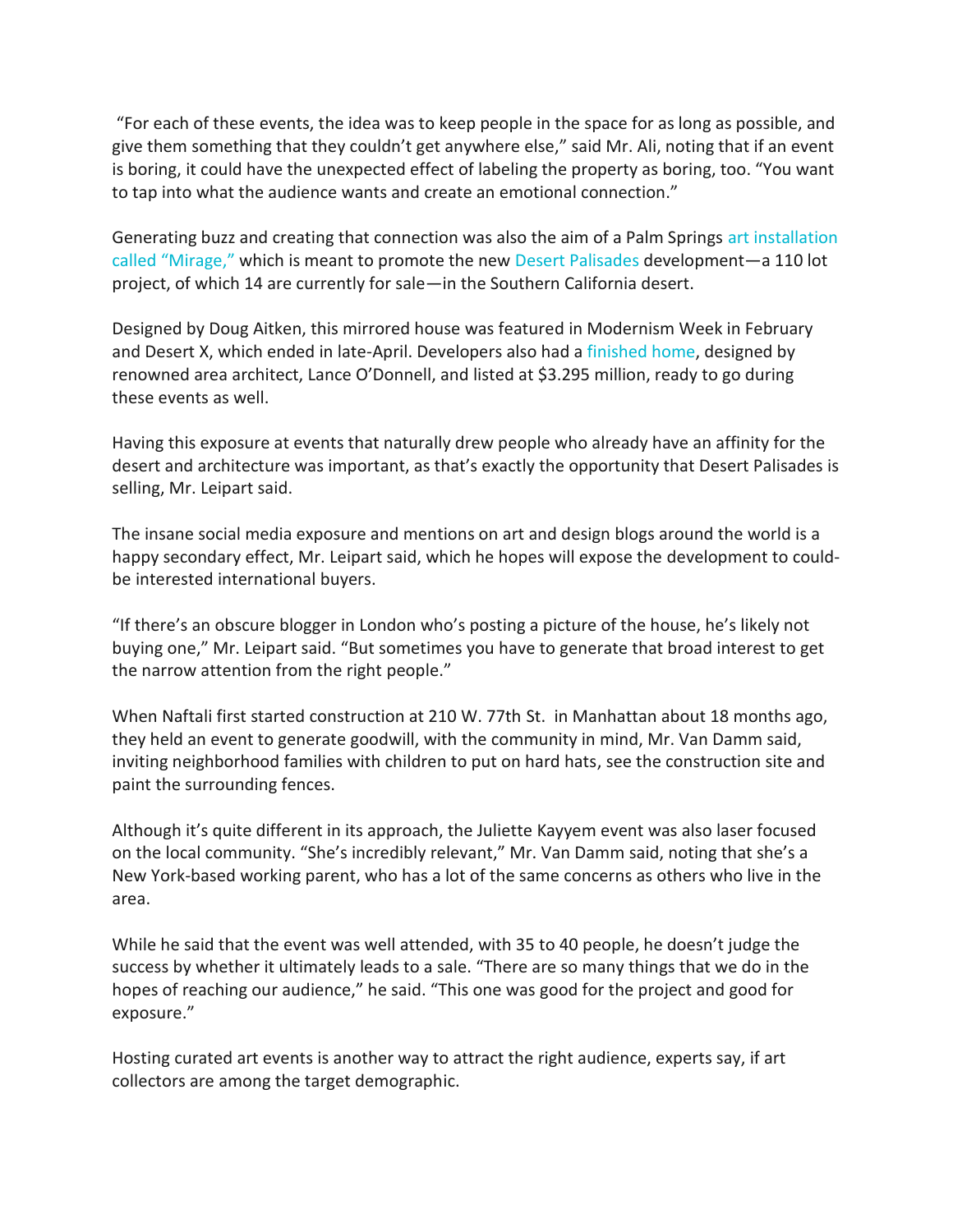"For each of these events, the idea was to keep people in the space for as long as possible, and give them something that they couldn't get anywhere else," said Mr. Ali, noting that if an event is boring, it could have the unexpected effect of labeling the property as boring, too. "You want to tap into what the audience wants and create an emotional connection."

Generating buzz and creating that connection was also the aim of a Palm Springs art installation called "Mirage," which is meant to promote the new Desert Palisades development—a 110 lot project, of which 14 are currently for sale—in the Southern California desert.

Designed by Doug Aitken, this mirrored house was featured in Modernism Week in February and Desert X, which ended in late-April. Developers also had a finished home, designed by renowned area architect, Lance O'Donnell, and listed at $3.295 million, ready to go during these events as well.

Having this exposure at events that naturally drew people who already have an affinity for the desert and architecture was important, as that's exactly the opportunity that Desert Palisades is selling, Mr. Leipart said.

The insane social media exposure and mentions on art and design blogs around the world is a happy secondary effect, Mr. Leipart said, which he hopes will expose the development to could-be interested international buyers.

"If there's an obscure blogger in London who's posting a picture of the house, he's likely not buying one," Mr. Leipart said. "But sometimes you have to generate that broad interest to get the narrow attention from the right people."

When Naftali first started construction at 210 W. 77th St. in Manhattan about 18 months ago, they held an event to generate goodwill, with the community in mind, Mr. Van Damm said, inviting neighborhood families with children to put on hard hats, see the construction site and paint the surrounding fences.

Although it's quite different in its approach, the Juliette Kayyem event was also laser focused on the local community. "She's incredibly relevant," Mr. Van Damm said, noting that she's a New York-based working parent, who has a lot of the same concerns as others who live in the area.

While he said that the event was well attended, with 35 to 40 people, he doesn't judge the success by whether it ultimately leads to a sale. "There are so many things that we do in the hopes of reaching our audience," he said. "This one was good for the project and good for exposure."

Hosting curated art events is another way to attract the right audience, experts say, if art collectors are among the target demographic.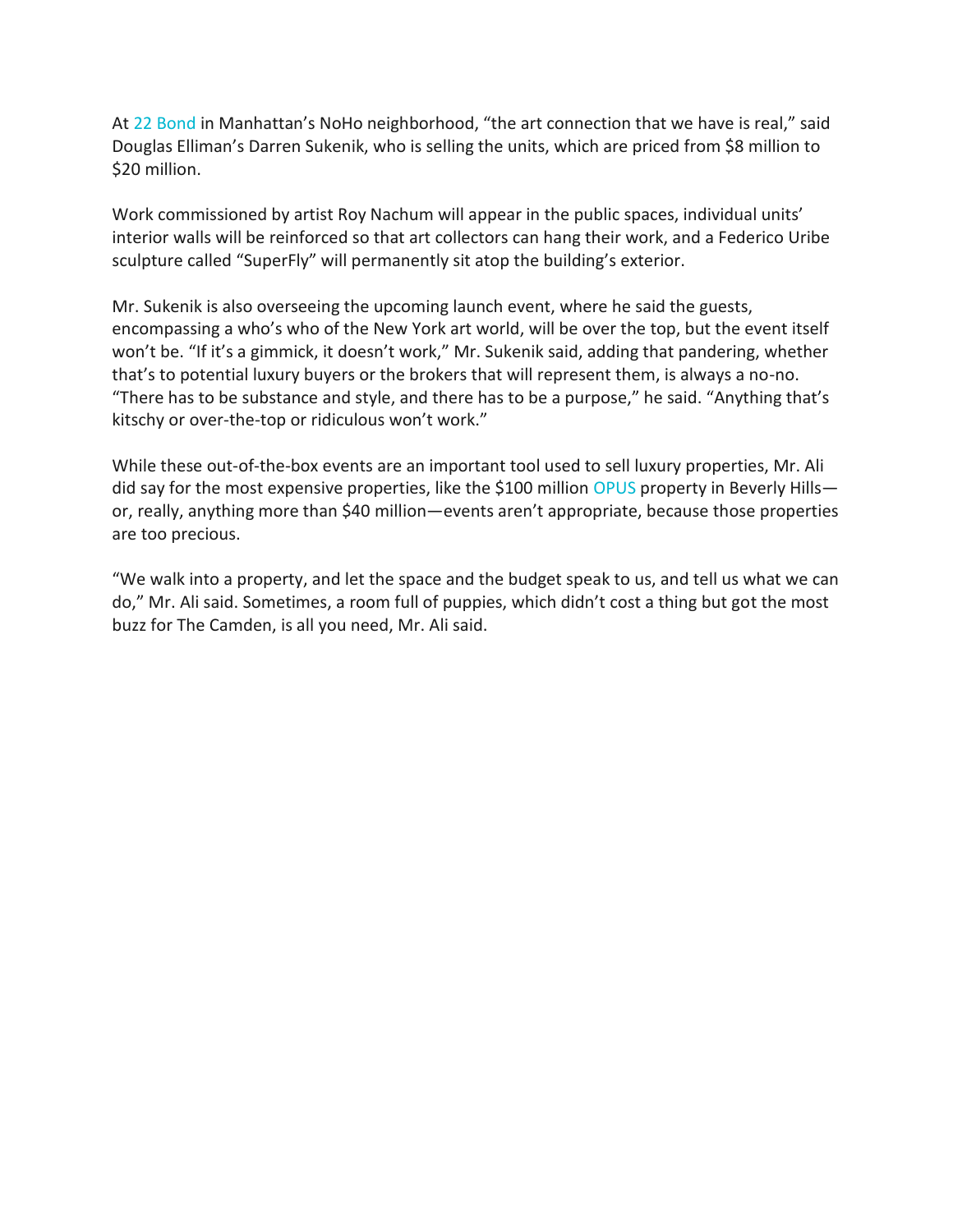At 22 Bond in Manhattan's NoHo neighborhood, "the art connection that we have is real," said Douglas Elliman's Darren Sukenik, who is selling the units, which are priced from $8 million to $20 million.

Work commissioned by artist Roy Nachum will appear in the public spaces, individual units' interior walls will be reinforced so that art collectors can hang their work, and a Federico Uribe sculpture called "SuperFly" will permanently sit atop the building's exterior.

Mr. Sukenik is also overseeing the upcoming launch event, where he said the guests, encompassing a who's who of the New York art world, will be over the top, but the event itself won't be. "If it's a gimmick, it doesn't work," Mr. Sukenik said, adding that pandering, whether that's to potential luxury buyers or the brokers that will represent them, is always a no-no. "There has to be substance and style, and there has to be a purpose," he said. "Anything that's kitschy or over-the-top or ridiculous won't work."

While these out-of-the-box events are an important tool used to sell luxury properties, Mr. Ali did say for the most expensive properties, like the $100 million OPUS property in Beverly Hills—or, really, anything more than $40 million—events aren't appropriate, because those properties are too precious.

"We walk into a property, and let the space and the budget speak to us, and tell us what we can do," Mr. Ali said. Sometimes, a room full of puppies, which didn't cost a thing but got the most buzz for The Camden, is all you need, Mr. Ali said.